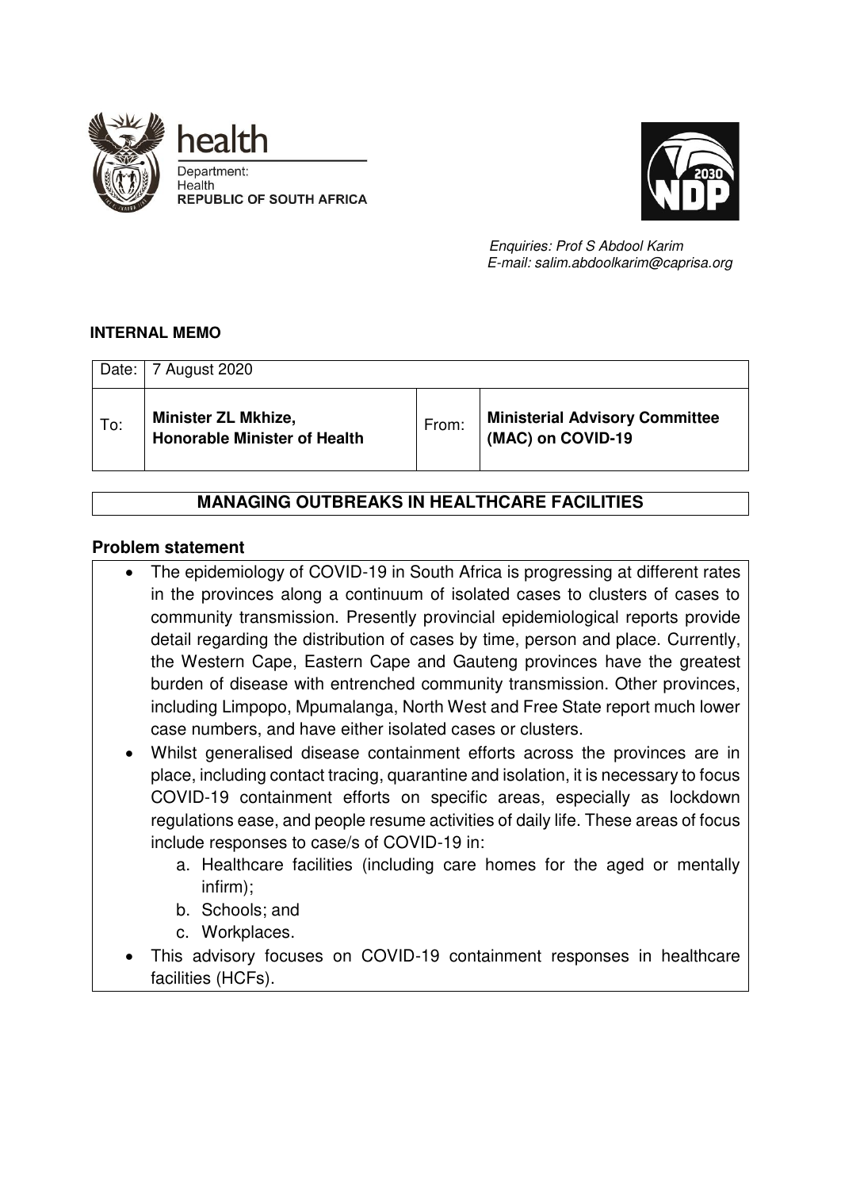health

Department:
Health
**REPUBLIC OF SOUTH AFRICA**

*Enquiries: Prof S Abdool Karim*
*E-mail: salim.abdoolkarim@caprisa.org*

**INTERNAL MEMO**

| Date: | 7 August 2020 | | |
|---|---|---|---|
| To: | **Minister ZL Mkhize, Honorable Minister of Health** | From: | **Ministerial Advisory Committee (MAC) on COVID-19** |

## MANAGING OUTBREAKS IN HEALTHCARE FACILITIES

### Problem statement

- The epidemiology of COVID-19 in South Africa is progressing at different rates in the provinces along a continuum of isolated cases to clusters of cases to community transmission. Presently provincial epidemiological reports provide detail regarding the distribution of cases by time, person and place. Currently, the Western Cape, Eastern Cape and Gauteng provinces have the greatest burden of disease with entrenched community transmission. Other provinces, including Limpopo, Mpumalanga, North West and Free State report much lower case numbers, and have either isolated cases or clusters.
- Whilst generalised disease containment efforts across the provinces are in place, including contact tracing, quarantine and isolation, it is necessary to focus COVID-19 containment efforts on specific areas, especially as lockdown regulations ease, and people resume activities of daily life. These areas of focus include responses to case/s of COVID-19 in:
    a. Healthcare facilities (including care homes for the aged or mentally infirm);
    b. Schools; and
    c. Workplaces.
- This advisory focuses on COVID-19 containment responses in healthcare facilities (HCFs).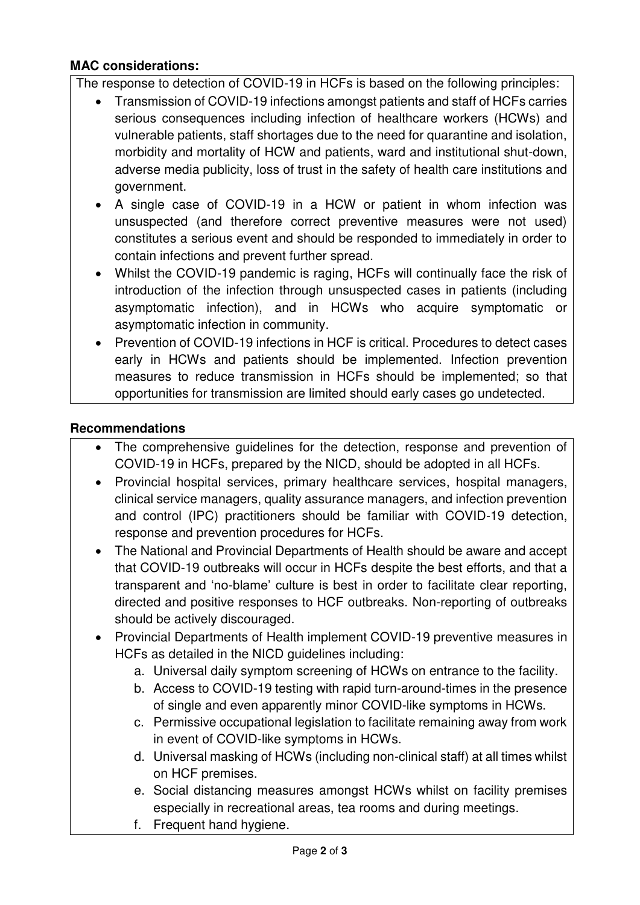**MAC considerations:**

The response to detection of COVID-19 in HCFs is based on the following principles:

- Transmission of COVID-19 infections amongst patients and staff of HCFs carries serious consequences including infection of healthcare workers (HCWs) and vulnerable patients, staff shortages due to the need for quarantine and isolation, morbidity and mortality of HCW and patients, ward and institutional shut-down, adverse media publicity, loss of trust in the safety of health care institutions and government.
- A single case of COVID-19 in a HCW or patient in whom infection was unsuspected (and therefore correct preventive measures were not used) constitutes a serious event and should be responded to immediately in order to contain infections and prevent further spread.
- Whilst the COVID-19 pandemic is raging, HCFs will continually face the risk of introduction of the infection through unsuspected cases in patients (including asymptomatic infection), and in HCWs who acquire symptomatic or asymptomatic infection in community.
- Prevention of COVID-19 infections in HCF is critical. Procedures to detect cases early in HCWs and patients should be implemented. Infection prevention measures to reduce transmission in HCFs should be implemented; so that opportunities for transmission are limited should early cases go undetected.

**Recommendations**

- The comprehensive guidelines for the detection, response and prevention of COVID-19 in HCFs, prepared by the NICD, should be adopted in all HCFs.
- Provincial hospital services, primary healthcare services, hospital managers, clinical service managers, quality assurance managers, and infection prevention and control (IPC) practitioners should be familiar with COVID-19 detection, response and prevention procedures for HCFs.
- The National and Provincial Departments of Health should be aware and accept that COVID-19 outbreaks will occur in HCFs despite the best efforts, and that a transparent and 'no-blame' culture is best in order to facilitate clear reporting, directed and positive responses to HCF outbreaks. Non-reporting of outbreaks should be actively discouraged.
- Provincial Departments of Health implement COVID-19 preventive measures in HCFs as detailed in the NICD guidelines including:
  a. Universal daily symptom screening of HCWs on entrance to the facility.
  b. Access to COVID-19 testing with rapid turn-around-times in the presence of single and even apparently minor COVID-like symptoms in HCWs.
  c. Permissive occupational legislation to facilitate remaining away from work in event of COVID-like symptoms in HCWs.
  d. Universal masking of HCWs (including non-clinical staff) at all times whilst on HCF premises.
  e. Social distancing measures amongst HCWs whilst on facility premises especially in recreational areas, tea rooms and during meetings.
  f. Frequent hand hygiene.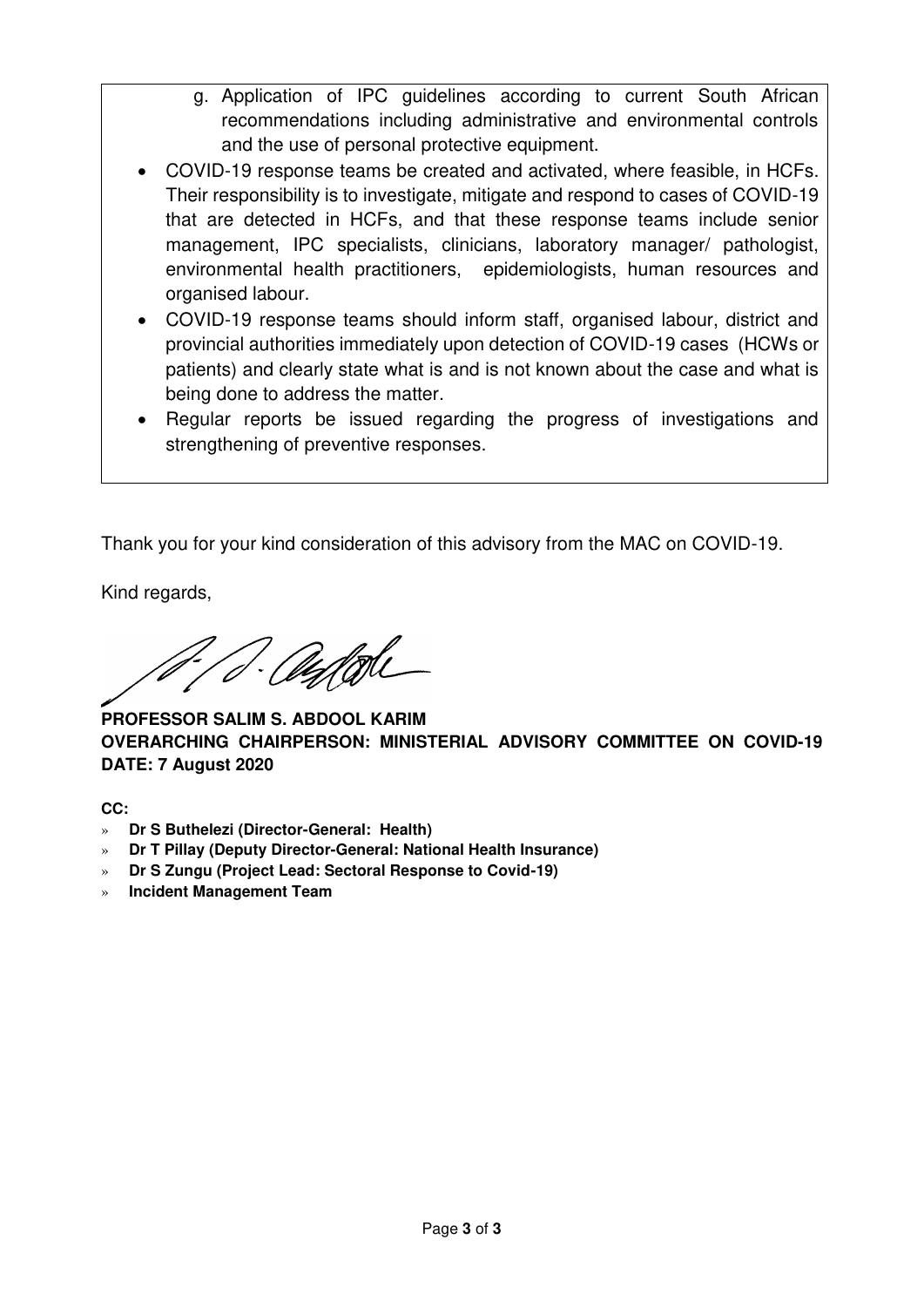g. Application of IPC guidelines according to current South African recommendations including administrative and environmental controls and the use of personal protective equipment.

- COVID-19 response teams be created and activated, where feasible, in HCFs. Their responsibility is to investigate, mitigate and respond to cases of COVID-19 that are detected in HCFs, and that these response teams include senior management, IPC specialists, clinicians, laboratory manager/ pathologist, environmental health practitioners, epidemiologists, human resources and organised labour.
- COVID-19 response teams should inform staff, organised labour, district and provincial authorities immediately upon detection of COVID-19 cases (HCWs or patients) and clearly state what is and is not known about the case and what is being done to address the matter.
- Regular reports be issued regarding the progress of investigations and strengthening of preventive responses.

Thank you for your kind consideration of this advisory from the MAC on COVID-19.

Kind regards,

**PROFESSOR SALIM S. ABDOOL KARIM**
**OVERARCHING CHAIRPERSON: MINISTERIAL ADVISORY COMMITTEE ON COVID-19**
**DATE: 7 August 2020**

**CC:**

» **Dr S Buthelezi (Director-General: Health)**
» **Dr T Pillay (Deputy Director-General: National Health Insurance)**
» **Dr S Zungu (Project Lead: Sectoral Response to Covid-19)**
» **Incident Management Team**